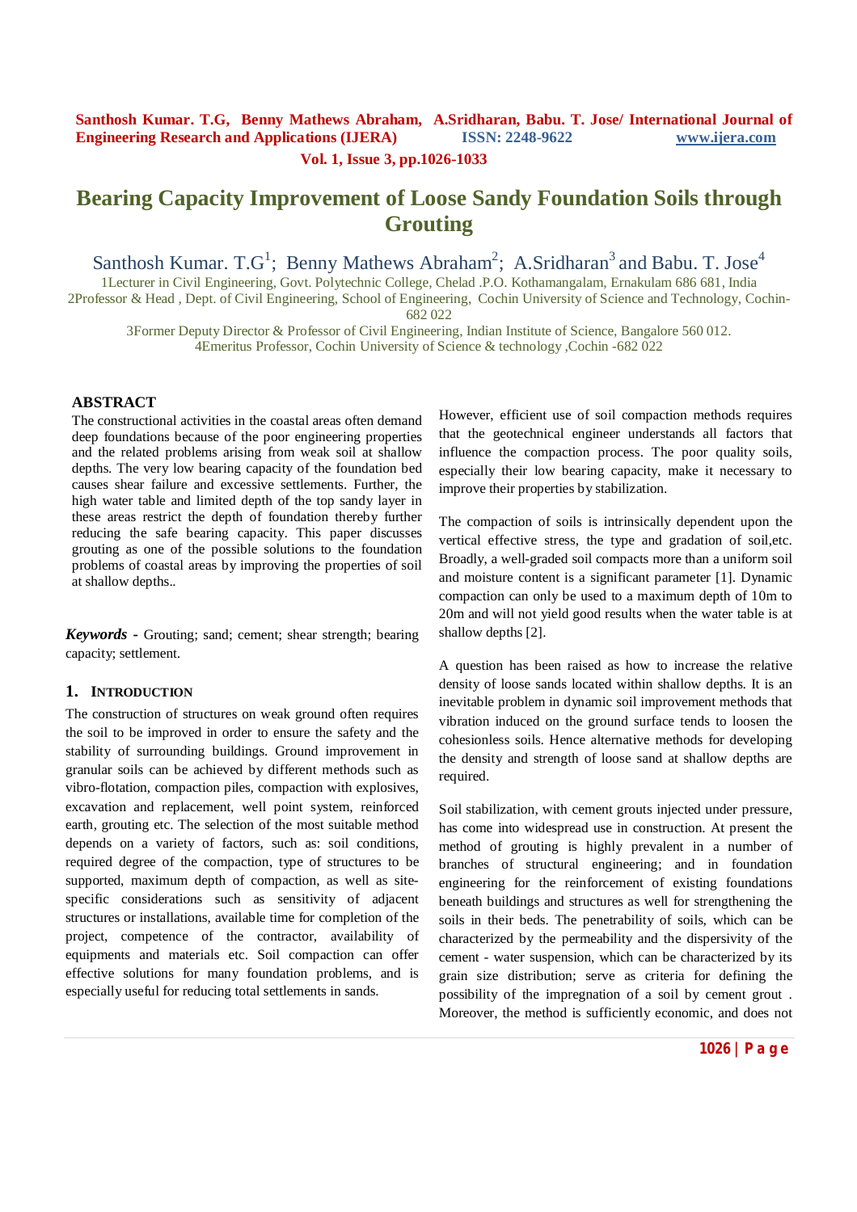# Bearing Capacity Improvement of Loose Sandy Foundation Soils through Grouting

Santhosh Kumar. T.G[1]; Benny Mathews Abraham[2]; A.Sridharan[3] and Babu. T. Jose[4]

1Lecturer in Civil Engineering, Govt. Polytechnic College, Chelad .P.O. Kothamangalam, Ernakulam 686 681, India
2Professor & Head , Dept. of Civil Engineering, School of Engineering, Cochin University of Science and Technology, Cochin-682 022
3Former Deputy Director & Professor of Civil Engineering, Indian Institute of Science, Bangalore 560 012.
4Emeritus Professor, Cochin University of Science & technology ,Cochin -682 022

## ABSTRACT

The constructional activities in the coastal areas often demand deep foundations because of the poor engineering properties and the related problems arising from weak soil at shallow depths. The very low bearing capacity of the foundation bed causes shear failure and excessive settlements. Further, the high water table and limited depth of the top sandy layer in these areas restrict the depth of foundation thereby further reducing the safe bearing capacity. This paper discusses grouting as one of the possible solutions to the foundation problems of coastal areas by improving the properties of soil at shallow depths..

***Keywords -*** Grouting; sand; cement; shear strength; bearing capacity; settlement.

## 1. INTRODUCTION

The construction of structures on weak ground often requires the soil to be improved in order to ensure the safety and the stability of surrounding buildings. Ground improvement in granular soils can be achieved by different methods such as vibro-flotation, compaction piles, compaction with explosives, excavation and replacement, well point system, reinforced earth, grouting etc. The selection of the most suitable method depends on a variety of factors, such as: soil conditions, required degree of the compaction, type of structures to be supported, maximum depth of compaction, as well as site-specific considerations such as sensitivity of adjacent structures or installations, available time for completion of the project, competence of the contractor, availability of equipments and materials etc. Soil compaction can offer effective solutions for many foundation problems, and is especially useful for reducing total settlements in sands.

However, efficient use of soil compaction methods requires that the geotechnical engineer understands all factors that influence the compaction process. The poor quality soils, especially their low bearing capacity, make it necessary to improve their properties by stabilization.

The compaction of soils is intrinsically dependent upon the vertical effective stress, the type and gradation of soil,etc. Broadly, a well-graded soil compacts more than a uniform soil and moisture content is a significant parameter [1]. Dynamic compaction can only be used to a maximum depth of 10m to 20m and will not yield good results when the water table is at shallow depths [2].

A question has been raised as how to increase the relative density of loose sands located within shallow depths. It is an inevitable problem in dynamic soil improvement methods that vibration induced on the ground surface tends to loosen the cohesionless soils. Hence alternative methods for developing the density and strength of loose sand at shallow depths are required.

Soil stabilization, with cement grouts injected under pressure, has come into widespread use in construction. At present the method of grouting is highly prevalent in a number of branches of structural engineering; and in foundation engineering for the reinforcement of existing foundations beneath buildings and structures as well for strengthening the soils in their beds. The penetrability of soils, which can be characterized by the permeability and the dispersivity of the cement - water suspension, which can be characterized by its grain size distribution; serve as criteria for defining the possibility of the impregnation of a soil by cement grout . Moreover, the method is sufficiently economic, and does not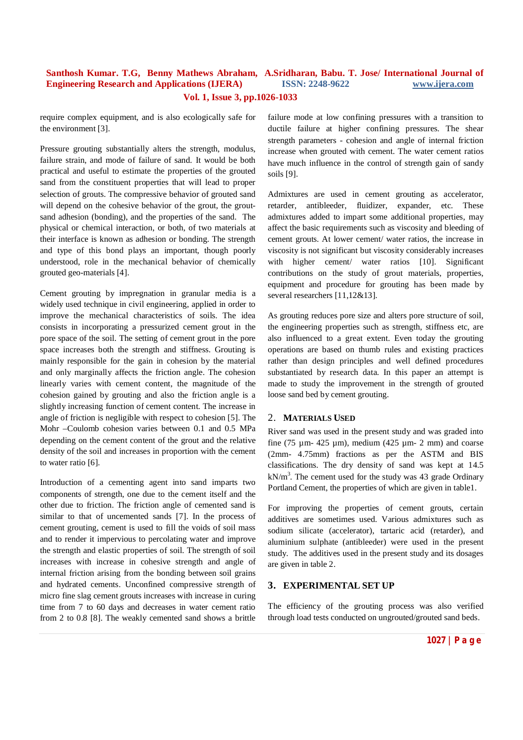require complex equipment, and is also ecologically safe for the environment [3].

Pressure grouting substantially alters the strength, modulus, failure strain, and mode of failure of sand. It would be both practical and useful to estimate the properties of the grouted sand from the constituent properties that will lead to proper selection of grouts. The compressive behavior of grouted sand will depend on the cohesive behavior of the grout, the grout-sand adhesion (bonding), and the properties of the sand. The physical or chemical interaction, or both, of two materials at their interface is known as adhesion or bonding. The strength and type of this bond plays an important, though poorly understood, role in the mechanical behavior of chemically grouted geo-materials [4].

Cement grouting by impregnation in granular media is a widely used technique in civil engineering, applied in order to improve the mechanical characteristics of soils. The idea consists in incorporating a pressurized cement grout in the pore space of the soil. The setting of cement grout in the pore space increases both the strength and stiffness. Grouting is mainly responsible for the gain in cohesion by the material and only marginally affects the friction angle. The cohesion linearly varies with cement content, the magnitude of the cohesion gained by grouting and also the friction angle is a slightly increasing function of cement content. The increase in angle of friction is negligible with respect to cohesion [5]. The Mohr –Coulomb cohesion varies between 0.1 and 0.5 MPa depending on the cement content of the grout and the relative density of the soil and increases in proportion with the cement to water ratio [6].

Introduction of a cementing agent into sand imparts two components of strength, one due to the cement itself and the other due to friction. The friction angle of cemented sand is similar to that of uncemented sands [7]. In the process of cement grouting, cement is used to fill the voids of soil mass and to render it impervious to percolating water and improve the strength and elastic properties of soil. The strength of soil increases with increase in cohesive strength and angle of internal friction arising from the bonding between soil grains and hydrated cements. Unconfined compressive strength of micro fine slag cement grouts increases with increase in curing time from 7 to 60 days and decreases in water cement ratio from 2 to 0.8 [8]. The weakly cemented sand shows a brittle failure mode at low confining pressures with a transition to ductile failure at higher confining pressures. The shear strength parameters - cohesion and angle of internal friction increase when grouted with cement. The water cement ratios have much influence in the control of strength gain of sandy soils [9].

Admixtures are used in cement grouting as accelerator, retarder, antibleeder, fluidizer, expander, etc. These admixtures added to impart some additional properties, may affect the basic requirements such as viscosity and bleeding of cement grouts. At lower cement/ water ratios, the increase in viscosity is not significant but viscosity considerably increases with higher cement/ water ratios [10]. Significant contributions on the study of grout materials, properties, equipment and procedure for grouting has been made by several researchers [11,12&13].

As grouting reduces pore size and alters pore structure of soil, the engineering properties such as strength, stiffness etc, are also influenced to a great extent. Even today the grouting operations are based on thumb rules and existing practices rather than design principles and well defined procedures substantiated by research data. In this paper an attempt is made to study the improvement in the strength of grouted loose sand bed by cement grouting.

## 2. Materials Used

River sand was used in the present study and was graded into fine (75 µm- 425 µm), medium (425 µm- 2 mm) and coarse (2mm- 4.75mm) fractions as per the ASTM and BIS classifications. The dry density of sand was kept at 14.5 $kN/m^3$. The cement used for the study was 43 grade Ordinary Portland Cement, the properties of which are given in table1.

For improving the properties of cement grouts, certain additives are sometimes used. Various admixtures such as sodium silicate (accelerator), tartaric acid (retarder), and aluminium sulphate (antibleeder) were used in the present study. The additives used in the present study and its dosages are given in table 2.

## 3. EXPERIMENTAL SET UP

The efficiency of the grouting process was also verified through load tests conducted on ungrouted/grouted sand beds.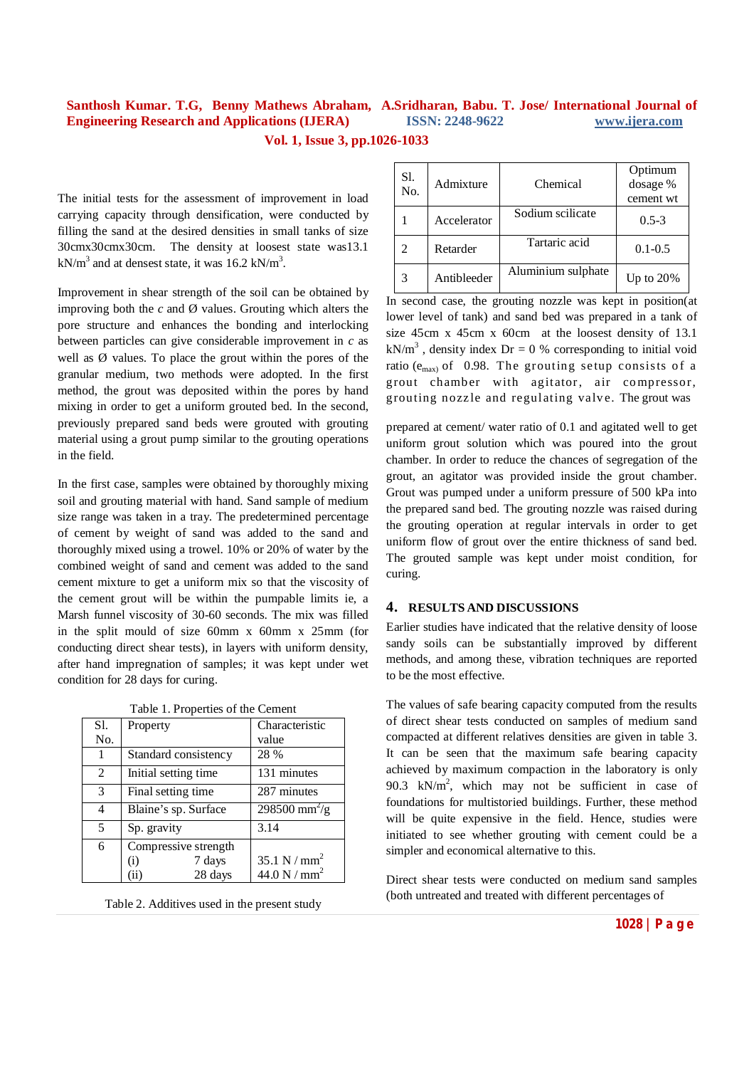The initial tests for the assessment of improvement in load carrying capacity through densification, were conducted by filling the sand at the desired densities in small tanks of size 30cmx30cmx30cm. The density at loosest state was13.1 $kN/m^3$ and at densest state, it was 16.2 $kN/m^3$.

Improvement in shear strength of the soil can be obtained by improving both the *c* and Ø values. Grouting which alters the pore structure and enhances the bonding and interlocking between particles can give considerable improvement in *c* as well as Ø values. To place the grout within the pores of the granular medium, two methods were adopted. In the first method, the grout was deposited within the pores by hand mixing in order to get a uniform grouted bed. In the second, previously prepared sand beds were grouted with grouting material using a grout pump similar to the grouting operations in the field.

In the first case, samples were obtained by thoroughly mixing soil and grouting material with hand. Sand sample of medium size range was taken in a tray. The predetermined percentage of cement by weight of sand was added to the sand and thoroughly mixed using a trowel. 10% or 20% of water by the combined weight of sand and cement was added to the sand cement mixture to get a uniform mix so that the viscosity of the cement grout will be within the pumpable limits ie, a Marsh funnel viscosity of 30-60 seconds. The mix was filled in the split mould of size 60mm x 60mm x 25mm (for conducting direct shear tests), in layers with uniform density, after hand impregnation of samples; it was kept under wet condition for 28 days for curing.

Table 1. Properties of the Cement

| Sl. No. | Property | Characteristic value |
|---|---|---|
| 1 | Standard consistency | 28 % |
| 2 | Initial setting time | 131 minutes |
| 3 | Final setting time | 287 minutes |
| 4 | Blaine's sp. Surface | 298500 $mm^2/g$ |
| 5 | Sp. gravity | 3.14 |
| 6 | Compressive strength<br>(i) 7 days<br>(ii) 28 days | <br>35.1 $N/mm^2$<br>44.0 $N/mm^2$ |

Table 2. Additives used in the present study

| Sl. No. | Admixture | Chemical | Optimum dosage % cement wt |
|---|---|---|---|
| 1 | Accelerator | Sodium scilicate | 0.5-3 |
| 2 | Retarder | Tartaric acid | 0.1-0.5 |
| 3 | Antibleeder | Aluminium sulphate | Up to 20% |

In second case, the grouting nozzle was kept in position(at lower level of tank) and sand bed was prepared in a tank of size 45cm x 45cm x 60cm at the loosest density of 13.1 $kN/m^3$, density index Dr = 0 % corresponding to initial void ratio ($e_{max}$) of 0.98. The grouting setup consists of a grout chamber with agitator, air compressor, grouting nozzle and regulating valve. The grout was prepared at cement/ water ratio of 0.1 and agitated well to get uniform grout solution which was poured into the grout chamber. In order to reduce the chances of segregation of the grout, an agitator was provided inside the grout chamber. Grout was pumped under a uniform pressure of 500 kPa into the prepared sand bed. The grouting nozzle was raised during the grouting operation at regular intervals in order to get uniform flow of grout over the entire thickness of sand bed. The grouted sample was kept under moist condition, for curing.

## 4. RESULTS AND DISCUSSIONS

Earlier studies have indicated that the relative density of loose sandy soils can be substantially improved by different methods, and among these, vibration techniques are reported to be the most effective.

The values of safe bearing capacity computed from the results of direct shear tests conducted on samples of medium sand compacted at different relatives densities are given in table 3. It can be seen that the maximum safe bearing capacity achieved by maximum compaction in the laboratory is only 90.3 $kN/m^2$, which may not be sufficient in case of foundations for multistoried buildings. Further, these method will be quite expensive in the field. Hence, studies were initiated to see whether grouting with cement could be a simpler and economical alternative to this.

Direct shear tests were conducted on medium sand samples (both untreated and treated with different percentages of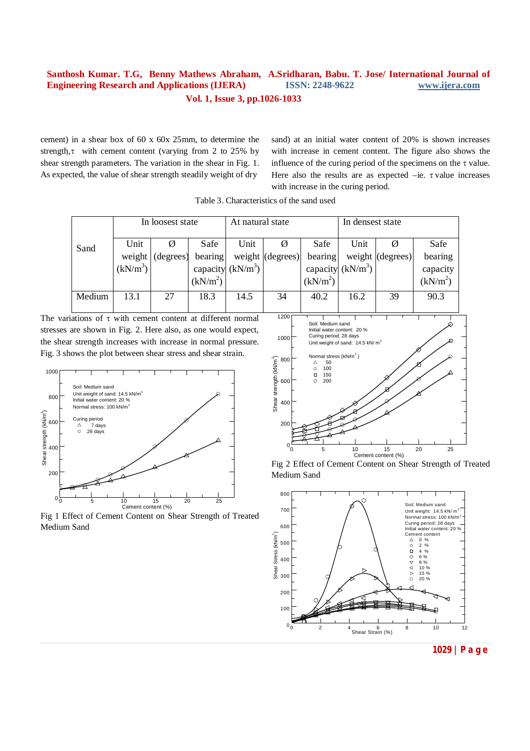cement) in a shear box of 60 x 60x 25mm, to determine the strength,τ with cement content (varying from 2 to 25% by shear strength parameters. The variation in the shear in Fig. 1. As expected, the value of shear strength steadily weight of dry sand) at an initial water content of 20% is shown increases with increase in cement content. The figure also shows the influence of the curing period of the specimens on the τ value. Here also the results are as expected –ie. τ value increases with increase in the curing period.

Table 3. Characteristics of the sand used

| Sand | In loosest state | | | At natural state | | | In densest state | | |
|---|---|---|---|---|---|---|---|---|---|
| | Unit weight (kN/m$^3$) | Ø (degrees) | Safe bearing capacity (kN/m$^2$) | Unit weight (kN/m$^3$) | Ø (degrees) | Safe bearing capacity (kN/m$^2$) | Unit weight (kN/m$^3$) | Ø (degrees) | Safe bearing capacity (kN/m$^2$) |
| Medium | 13.1 | 27 | 18.3 | 14.5 | 34 | 40.2 | 16.2 | 39 | 90.3 |

The variations of τ with cement content at different normal stresses are shown in Fig. 2. Here also, as one would expect, the shear strength increases with increase in normal pressure. Fig. 3 shows the plot between shear stress and shear strain.

Fig 1 Effect of Cement Content on Shear Strength of Treated Medium Sand

Fig 2 Effect of Cement Content on Shear Strength of Treated Medium Sand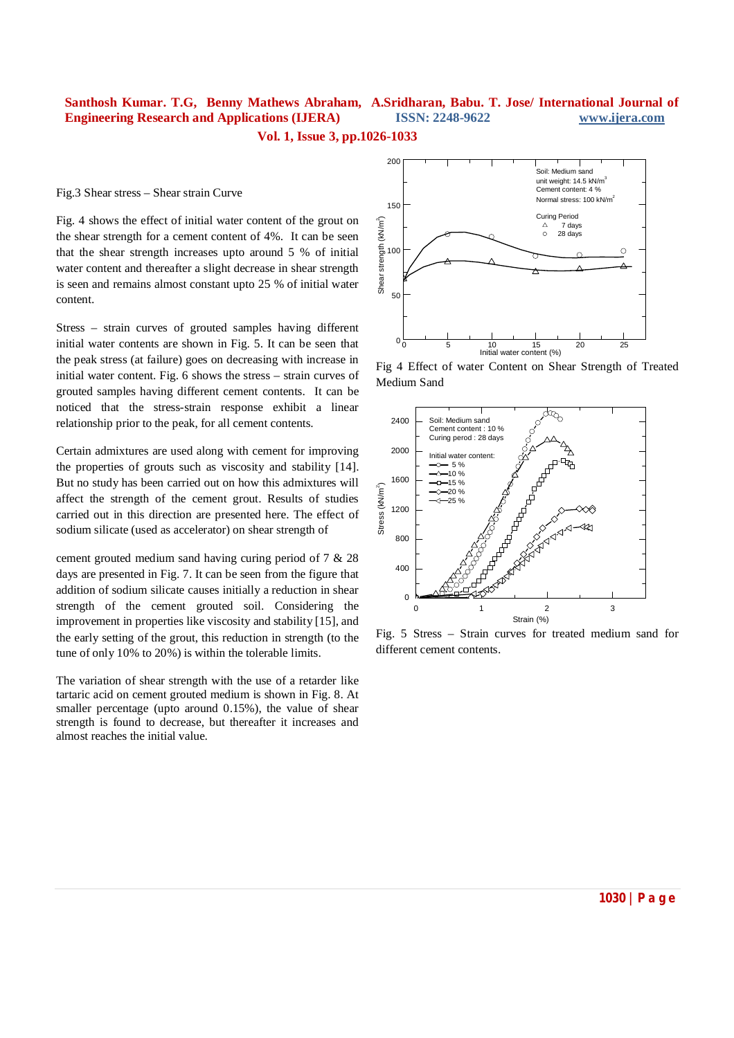Fig.3 Shear stress – Shear strain Curve

Fig. 4 shows the effect of initial water content of the grout on the shear strength for a cement content of 4%. It can be seen that the shear strength increases upto around 5 % of initial water content and thereafter a slight decrease in shear strength is seen and remains almost constant upto 25 % of initial water content.

Stress – strain curves of grouted samples having different initial water contents are shown in Fig. 5. It can be seen that the peak stress (at failure) goes on decreasing with increase in initial water content. Fig. 6 shows the stress – strain curves of grouted samples having different cement contents. It can be noticed that the stress-strain response exhibit a linear relationship prior to the peak, for all cement contents.

Certain admixtures are used along with cement for improving the properties of grouts such as viscosity and stability [14]. But no study has been carried out on how this admixtures will affect the strength of the cement grout. Results of studies carried out in this direction are presented here. The effect of sodium silicate (used as accelerator) on shear strength of cement grouted medium sand having curing period of 7 & 28 days are presented in Fig. 7. It can be seen from the figure that addition of sodium silicate causes initially a reduction in shear strength of the cement grouted soil. Considering the improvement in properties like viscosity and stability [15], and the early setting of the grout, this reduction in strength (to the tune of only 10% to 20%) is within the tolerable limits.

The variation of shear strength with the use of a retarder like tartaric acid on cement grouted medium is shown in Fig. 8. At smaller percentage (upto around 0.15%), the value of shear strength is found to decrease, but thereafter it increases and almost reaches the initial value.

Fig 4 Effect of water Content on Shear Strength of Treated Medium Sand

Fig. 5 Stress – Strain curves for treated medium sand for different cement contents.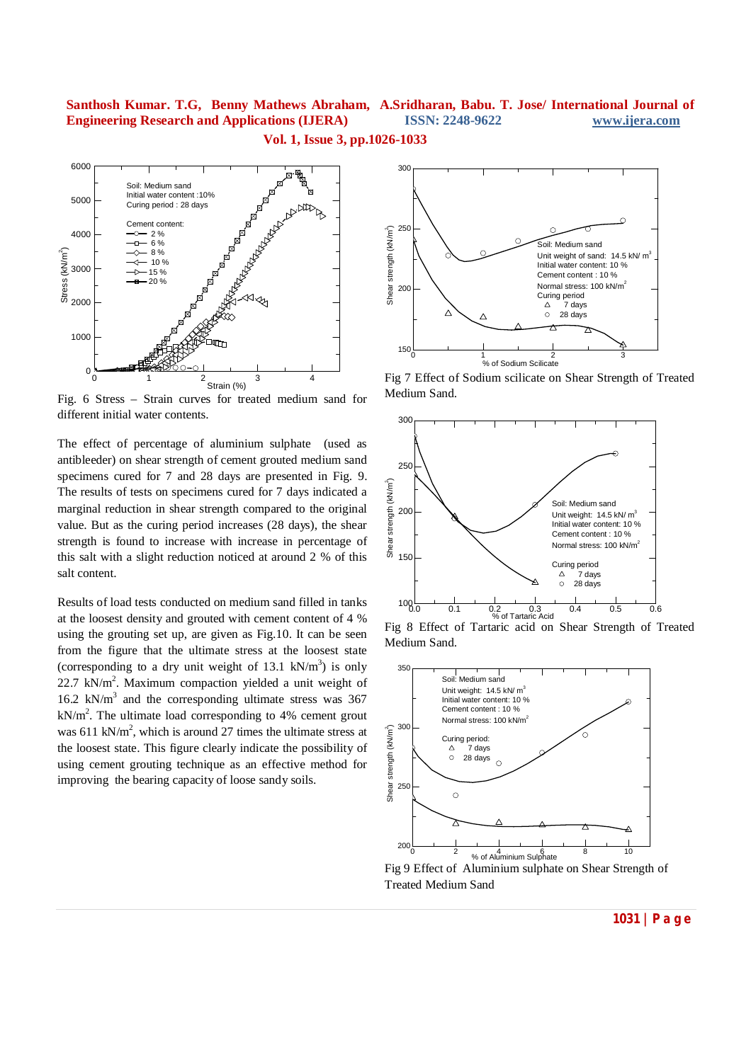Fig. 6 Stress – Strain curves for treated medium sand for different initial water contents.

The effect of percentage of aluminium sulphate (used as antibleeder) on shear strength of cement grouted medium sand specimens cured for 7 and 28 days are presented in Fig. 9. The results of tests on specimens cured for 7 days indicated a marginal reduction in shear strength compared to the original value. But as the curing period increases (28 days), the shear strength is found to increase with increase in percentage of this salt with a slight reduction noticed at around 2 % of this salt content.

Results of load tests conducted on medium sand filled in tanks at the loosest density and grouted with cement content of 4 % using the grouting set up, are given as Fig.10. It can be seen from the figure that the ultimate stress at the loosest state (corresponding to a dry unit weight of 13.1 $kN/m^3$) is only 22.7 $kN/m^2$. Maximum compaction yielded a unit weight of 16.2 $kN/m^3$ and the corresponding ultimate stress was 367 $kN/m^2$. The ultimate load corresponding to 4% cement grout was 611 $kN/m^2$, which is around 27 times the ultimate stress at the loosest state. This figure clearly indicate the possibility of using cement grouting technique as an effective method for improving the bearing capacity of loose sandy soils.

Fig 7 Effect of Sodium scilicate on Shear Strength of Treated Medium Sand.

Fig 8 Effect of Tartaric acid on Shear Strength of Treated Medium Sand.

Fig 9 Effect of Aluminium sulphate on Shear Strength of Treated Medium Sand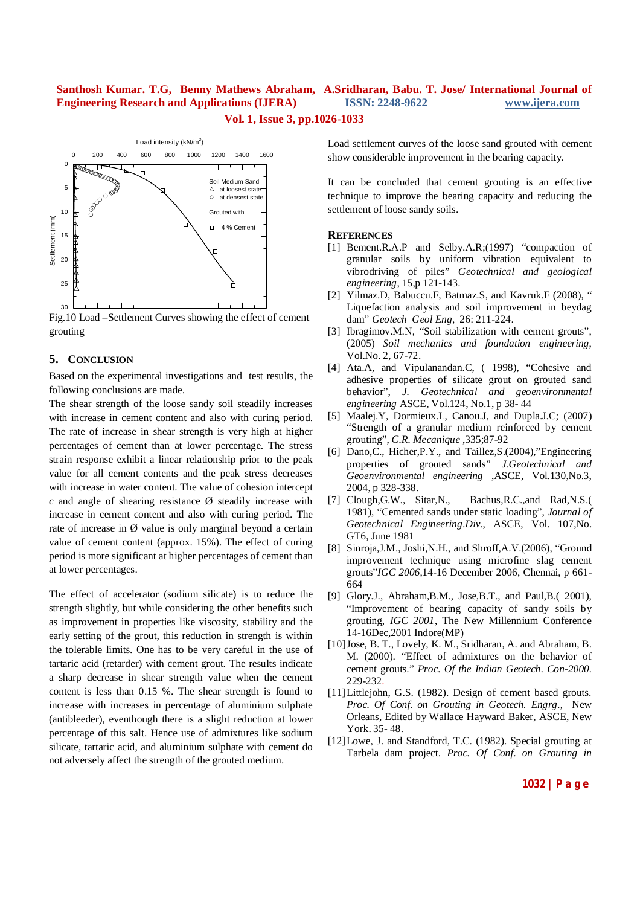Fig.10 Load –Settlement Curves showing the effect of cement grouting

## 5. Conclusion

Based on the experimental investigations and test results, the following conclusions are made.

The shear strength of the loose sandy soil steadily increases with increase in cement content and also with curing period. The rate of increase in shear strength is very high at higher percentages of cement than at lower percentage. The stress strain response exhibit a linear relationship prior to the peak value for all cement contents and the peak stress decreases with increase in water content. The value of cohesion intercept *c* and angle of shearing resistance Ø steadily increase with increase in cement content and also with curing period. The rate of increase in Ø value is only marginal beyond a certain value of cement content (approx. 15%). The effect of curing period is more significant at higher percentages of cement than at lower percentages.

The effect of accelerator (sodium silicate) is to reduce the strength slightly, but while considering the other benefits such as improvement in properties like viscosity, stability and the early setting of the grout, this reduction in strength is within the tolerable limits. One has to be very careful in the use of tartaric acid (retarder) with cement grout. The results indicate a sharp decrease in shear strength value when the cement content is less than 0.15 %. The shear strength is found to increase with increases in percentage of aluminium sulphate (antibleeder), eventhough there is a slight reduction at lower percentage of this salt. Hence use of admixtures like sodium silicate, tartaric acid, and aluminium sulphate with cement do not adversely affect the strength of the grouted medium.

Load settlement curves of the loose sand grouted with cement show considerable improvement in the bearing capacity.

It can be concluded that cement grouting is an effective technique to improve the bearing capacity and reducing the settlement of loose sandy soils.

## References

[1] Bement.R.A.P and Selby.A.R;(1997) "compaction of granular soils by uniform vibration equivalent to vibrodriving of piles" *Geotechnical and geological engineering*, 15,p 121-143.

[2] Yilmaz.D, Babuccu.F, Batmaz.S, and Kavruk.F (2008), " Liquefaction analysis and soil improvement in beydag dam" *Geotech Geol Eng*, 26: 211-224.

[3] Ibragimov.M.N, "Soil stabilization with cement grouts", (2005) *Soil mechanics and foundation engineering*, Vol.No. 2, 67-72.

[4] Ata.A, and Vipulanandan.C, ( 1998), "Cohesive and adhesive properties of silicate grout on grouted sand behavior", *J. Geotechnical and geoenvironmental engineering* ASCE, Vol.124, No.1, p 38- 44

[5] Maalej.Y, Dormieux.L, Canou.J, and Dupla.J.C; (2007) "Strength of a granular medium reinforced by cement grouting", *C.R. Mecanique* ,335;87-92

[6] Dano,C., Hicher,P.Y., and Taillez,S.(2004),"Engineering properties of grouted sands" *J.Geotechnical and Geoenvironmental engineering* ,ASCE, Vol.130,No.3, 2004, p 328-338.

[7] Clough,G.W., Sitar,N., Bachus,R.C.,and Rad,N.S.( 1981), "Cemented sands under static loading", *Journal of Geotechnical Engineering.Div.*, ASCE, Vol. 107,No. GT6, June 1981

[8] Sinroja,J.M., Joshi,N.H., and Shroff,A.V.(2006), "Ground improvement technique using microfine slag cement grouts"*IGC 2006*,14-16 December 2006, Chennai, p 661-664

[9] Glory.J., Abraham,B.M., Jose,B.T., and Paul,B.( 2001), "Improvement of bearing capacity of sandy soils by grouting, *IGC 2001*, The New Millennium Conference 14-16Dec,2001 Indore(MP)

[10] Jose, B. T., Lovely, K. M., Sridharan, A. and Abraham, B. M. (2000). "Effect of admixtures on the behavior of cement grouts." *Proc. Of the Indian Geotech. Con-2000.* 229-232.

[11] Littlejohn, G.S. (1982). Design of cement based grouts. *Proc. Of Conf. on Grouting in Geotech. Engrg.*, New Orleans, Edited by Wallace Hayward Baker, ASCE, New York. 35- 48.

[12] Lowe, J. and Standford, T.C. (1982). Special grouting at Tarbela dam project. *Proc. Of Conf. on Grouting in*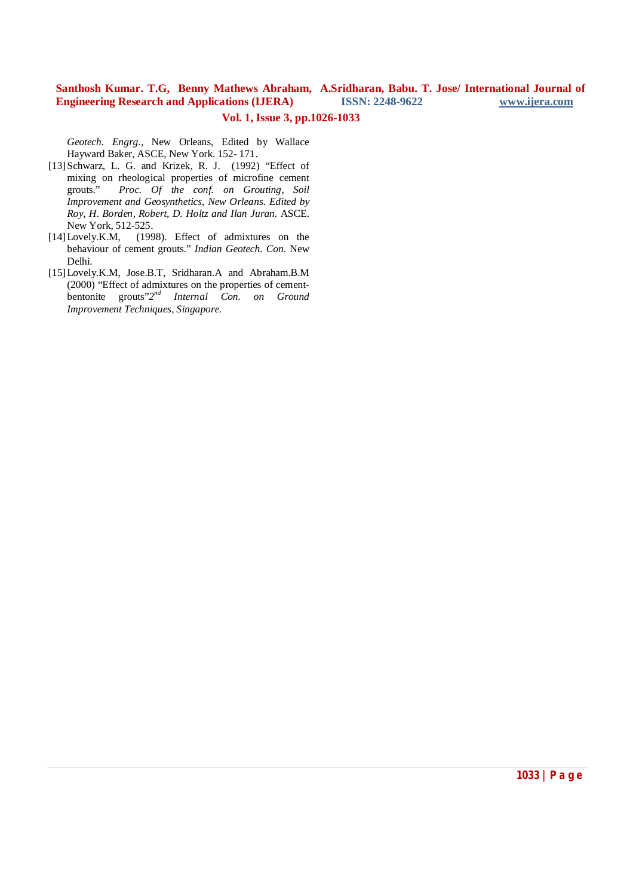*Geotech. Engrg.*, New Orleans, Edited by Wallace Hayward Baker, ASCE, New York. 152- 171.

[13] Schwarz, L. G. and Krizek, R. J. (1992) "Effect of mixing on rheological properties of microfine cement grouts." *Proc. Of the conf. on Grouting, Soil Improvement and Geosynthetics, New Orleans. Edited by Roy, H. Borden, Robert, D. Holtz and Ilan Juran*. ASCE. New York, 512-525.

[14] Lovely.K.M, (1998). Effect of admixtures on the behaviour of cement grouts." *Indian Geotech. Con*. New Delhi.

[15] Lovely.K.M, Jose.B.T, Sridharan.A and Abraham.B.M (2000) "Effect of admixtures on the properties of cement-bentonite grouts"*2nd Internal Con. on Ground Improvement Techniques, Singapore.*